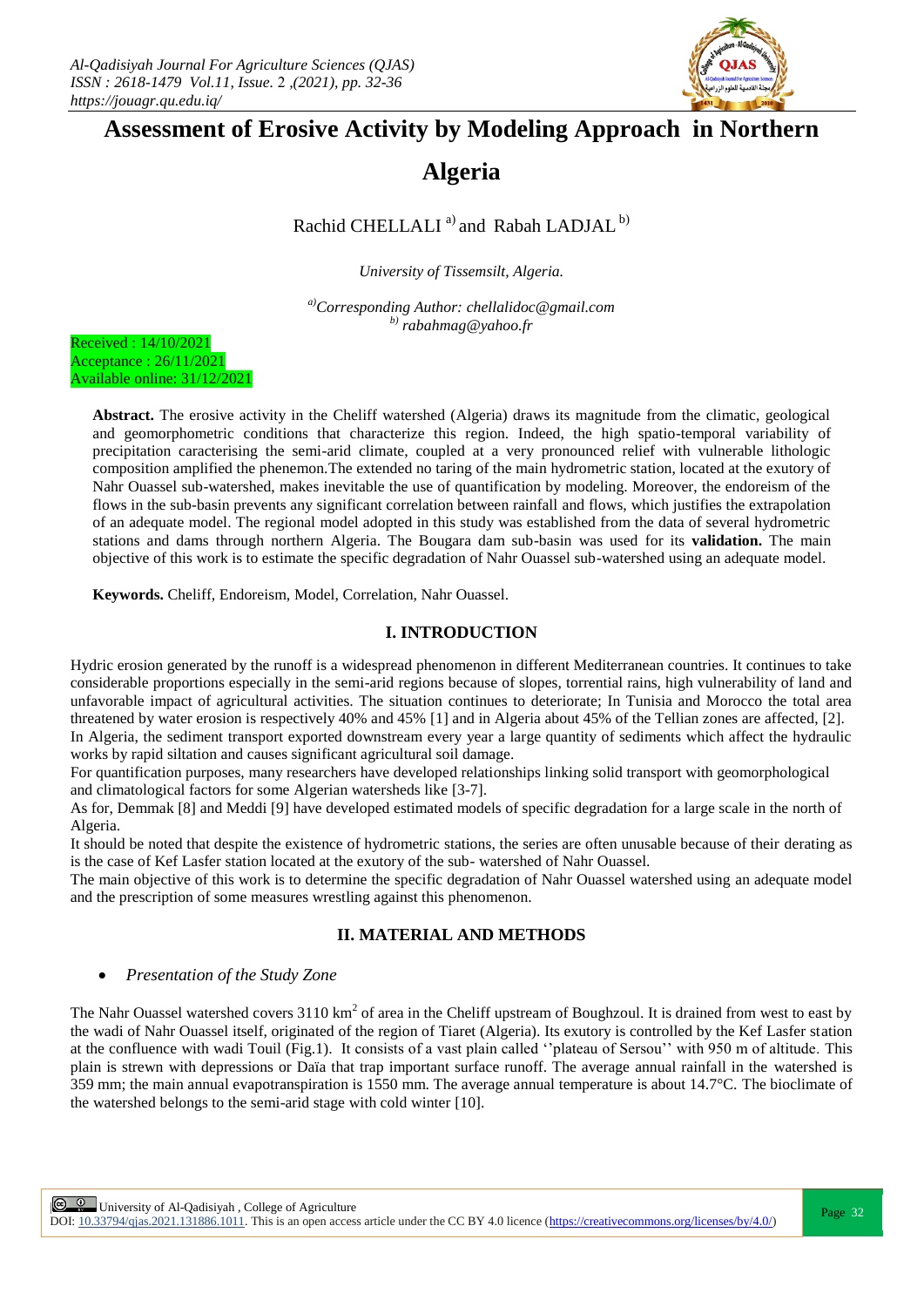# Assessment of Erosive Activity by Modeling Approach in Northern Algeria

Rachid CHELLALI [a] and Rabah LADJAL [b]

*University of Tissemsilt, Algeria.*

*[a]Corresponding Author: chellalidoc@gmail.com*
*[b] rabahmag@yahoo.fr*

Received : 14/10/2021
Acceptance : 26/11/2021
Available online: 31/12/2021

**Abstract.** The erosive activity in the Cheliff watershed (Algeria) draws its magnitude from the climatic, geological and geomorphometric conditions that characterize this region. Indeed, the high spatio-temporal variability of precipitation caracterising the semi-arid climate, coupled at a very pronounced relief with vulnerable lithologic composition amplified the phenemon.The extended no taring of the main hydrometric station, located at the exutory of Nahr Ouassel sub-watershed, makes inevitable the use of quantification by modeling. Moreover, the endoreism of the flows in the sub-basin prevents any significant correlation between rainfall and flows, which justifies the extrapolation of an adequate model. The regional model adopted in this study was established from the data of several hydrometric stations and dams through northern Algeria. The Bougara dam sub-basin was used for its **validation.** The main objective of this work is to estimate the specific degradation of Nahr Ouassel sub-watershed using an adequate model.

**Keywords.** Cheliff, Endoreism, Model, Correlation, Nahr Ouassel.

## I. INTRODUCTION

Hydric erosion generated by the runoff is a widespread phenomenon in different Mediterranean countries. It continues to take considerable proportions especially in the semi-arid regions because of slopes, torrential rains, high vulnerability of land and unfavorable impact of agricultural activities. The situation continues to deteriorate; In Tunisia and Morocco the total area threatened by water erosion is respectively 40% and 45% [1] and in Algeria about 45% of the Tellian zones are affected, [2].
In Algeria, the sediment transport exported downstream every year a large quantity of sediments which affect the hydraulic works by rapid siltation and causes significant agricultural soil damage.
For quantification purposes, many researchers have developed relationships linking solid transport with geomorphological and climatological factors for some Algerian watersheds like [3-7].
As for, Demmak [8] and Meddi [9] have developed estimated models of specific degradation for a large scale in the north of Algeria.
It should be noted that despite the existence of hydrometric stations, the series are often unusable because of their derating as is the case of Kef Lasfer station located at the exutory of the sub- watershed of Nahr Ouassel.
The main objective of this work is to determine the specific degradation of Nahr Ouassel watershed using an adequate model and the prescription of some measures wrestling against this phenomenon.

## II. MATERIAL AND METHODS

- *Presentation of the Study Zone*

The Nahr Ouassel watershed covers 3110 km$^2$ of area in the Cheliff upstream of Boughzoul. It is drained from west to east by the wadi of Nahr Ouassel itself, originated of the region of Tiaret (Algeria). Its exutory is controlled by the Kef Lasfer station at the confluence with wadi Touil (Fig.1). It consists of a vast plain called ''plateau of Sersou'' with 950 m of altitude. This plain is strewn with depressions or Daïa that trap important surface runoff. The average annual rainfall in the watershed is 359 mm; the main annual evapotranspiration is 1550 mm. The average annual temperature is about 14.7°C. The bioclimate of the watershed belongs to the semi-arid stage with cold winter [10].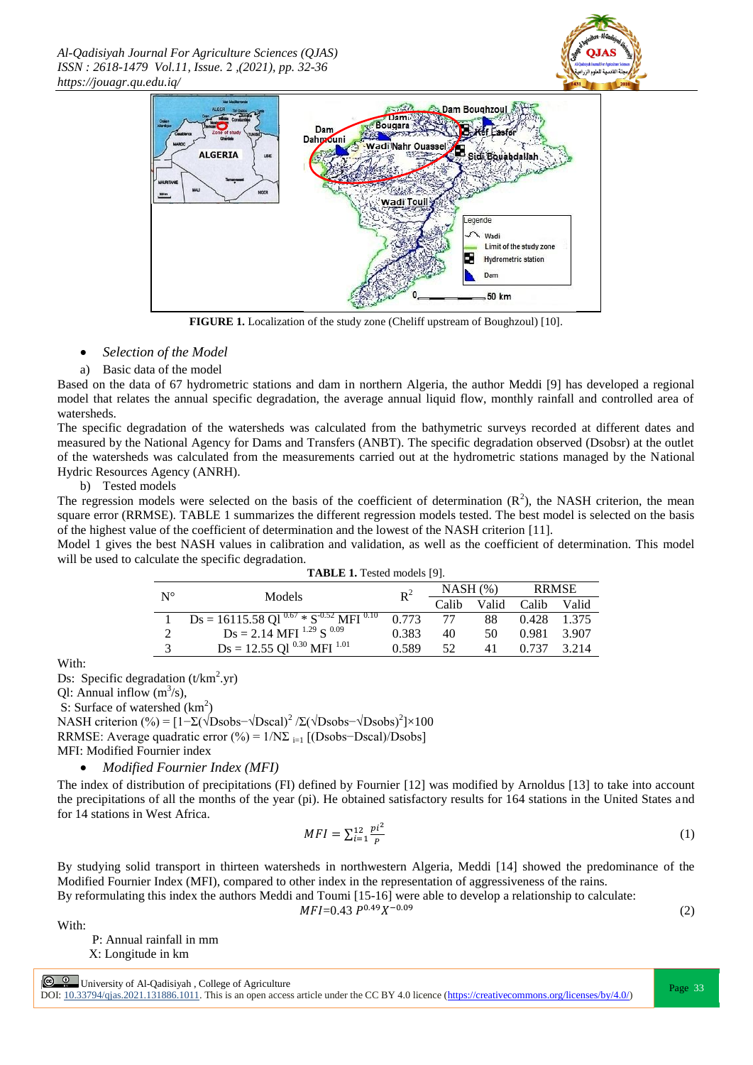FIGURE 1. Localization of the study zone (Cheliff upstream of Boughzoul) [10].

- *Selection of the Model*

a) Basic data of the model

Based on the data of 67 hydrometric stations and dam in northern Algeria, the author Meddi [9] has developed a regional model that relates the annual specific degradation, the average annual liquid flow, monthly rainfall and controlled area of watersheds.

The specific degradation of the watersheds was calculated from the bathymetric surveys recorded at different dates and measured by the National Agency for Dams and Transfers (ANBT). The specific degradation observed (Dsobsr) at the outlet of the watersheds was calculated from the measurements carried out at the hydrometric stations managed by the National Hydric Resources Agency (ANRH).

b) Tested models

The regression models were selected on the basis of the coefficient of determination ($R^2$), the NASH criterion, the mean square error (RRMSE). TABLE 1 summarizes the different regression models tested. The best model is selected on the basis of the highest value of the coefficient of determination and the lowest of the NASH criterion [11].

Model 1 gives the best NASH values in calibration and validation, as well as the coefficient of determination. This model will be used to calculate the specific degradation.

**TABLE 1.** Tested models [9].

| N° | Models | $R^2$ | NASH (%) | | RRMSE | |
|---|---|---|---|---|---|---|
| | | | Calib | Valid | Calib | Valid |
| 1 | $Ds = 16115.58\ Ql^{0.67} * S^{-0.52}\ MFI^{0.10}$ | 0.773 | 77 | 88 | 0.428 | 1.375 |
| 2 | $Ds = 2.14\ MFI^{1.29}\ S^{0.09}$ | 0.383 | 40 | 50 | 0.981 | 3.907 |
| 3 | $Ds = 12.55\ Ql^{0.30}\ MFI^{1.01}$ | 0.589 | 52 | 41 | 0.737 | 3.214 |

With:

Ds: Specific degradation (t/km$^2$.yr)

Ql: Annual inflow (m$^3$/s),

S: Surface of watershed (km$^2$)

NASH criterion (%) = $[1-\Sigma(\sqrt{Dsobs}-\sqrt{Dscal})^2 / \Sigma(\sqrt{Dsobs}-\sqrt{Dsobs})^2]\times100$

RRMSE: Average quadratic error (%) = $1/N\Sigma_{i=1}[(Dsobs-Dscal)/Dsobs]$

MFI: Modified Fournier index

- *Modified Fournier Index (MFI)*

The index of distribution of precipitations (FI) defined by Fournier [12] was modified by Arnoldus [13] to take into account the precipitations of all the months of the year (pi). He obtained satisfactory results for 164 stations in the United States and for 14 stations in West Africa.

$$MFI = \sum_{i=1}^{12} \frac{pi^2}{P} \tag{1}$$

By studying solid transport in thirteen watersheds in northwestern Algeria, Meddi [14] showed the predominance of the Modified Fournier Index (MFI), compared to other index in the representation of aggressiveness of the rains.

By reformulating this index the authors Meddi and Toumi [15-16] were able to develop a relationship to calculate:

$$MFI = 0.43\ P^{0.49} X^{-0.09} \tag{2}$$

With:

P: Annual rainfall in mm

X: Longitude in km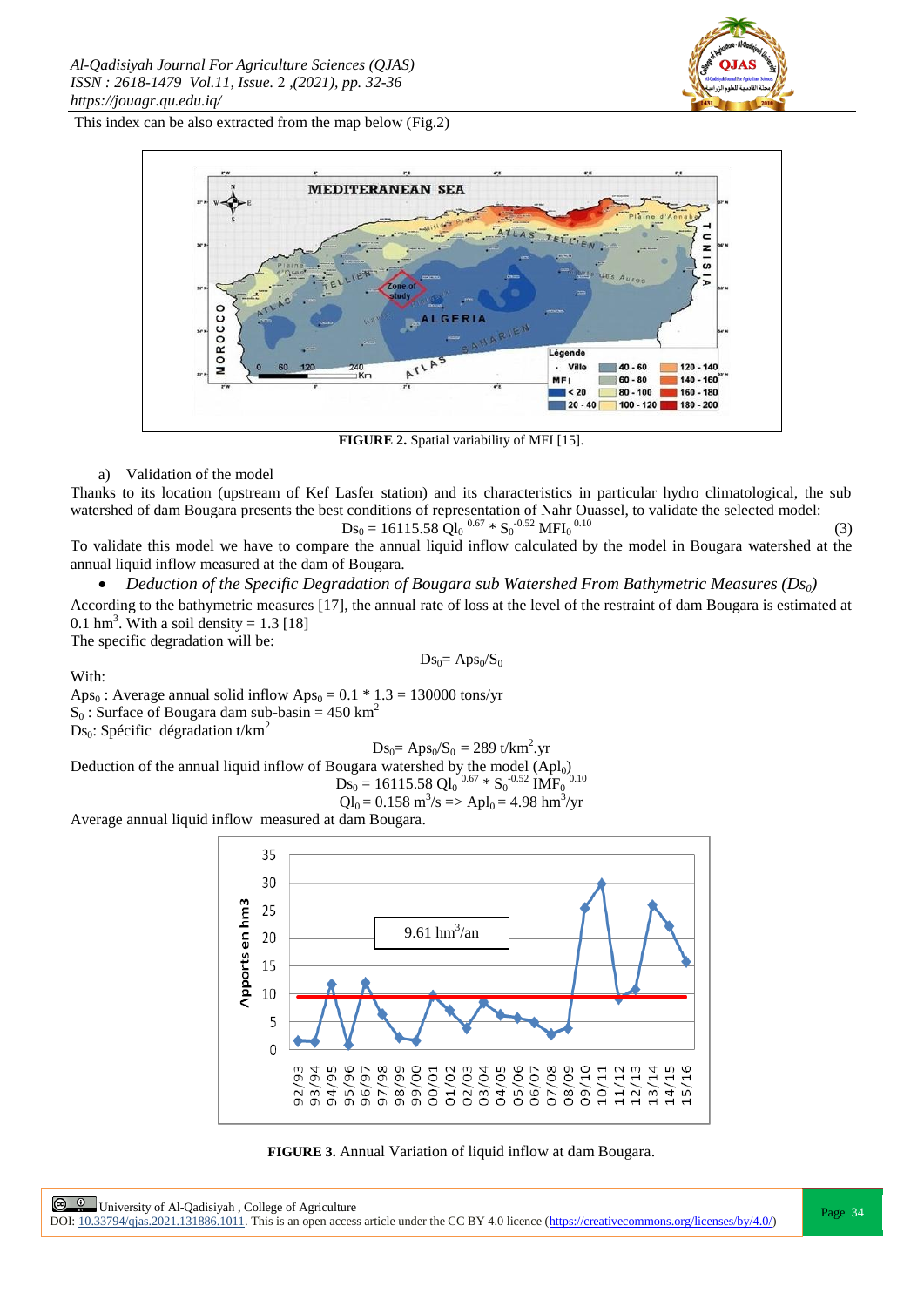This index can be also extracted from the map below (Fig.2)

**FIGURE 2.** Spatial variability of MFI [15].

a) Validation of the model

Thanks to its location (upstream of Kef Lasfer station) and its characteristics in particular hydro climatological, the sub watershed of dam Bougara presents the best conditions of representation of Nahr Ouassel, to validate the selected model:

$$Ds_0 = 16115.58\ Ql_0^{\ 0.67} * S_0^{-0.52}\ MFI_0^{\ 0.10} \quad (3)$$

To validate this model we have to compare the annual liquid inflow calculated by the model in Bougara watershed at the annual liquid inflow measured at the dam of Bougara.

- *Deduction of the Specific Degradation of Bougara sub Watershed From Bathymetric Measures ($Ds_0$)*

According to the bathymetric measures [17], the annual rate of loss at the level of the restraint of dam Bougara is estimated at 0.1 $hm^3$. With a soil density = 1.3 [18]

The specific degradation will be:

$$Ds_0 = Aps_0/S_0$$

With:

$Aps_0$ : Average annual solid inflow $Aps_0 = 0.1 * 1.3 = 130000$ tons/yr

$S_0$ : Surface of Bougara dam sub-basin = 450 $km^2$

$Ds_0$: Spécific dégradation t/$km^2$

$$Ds_0 = Aps_0/S_0 = 289\ t/km^2.yr$$

Deduction of the annual liquid inflow of Bougara watershed by the model ($Apl_0$)

$$Ds_0 = 16115.58\ Ql_0^{\ 0.67} * S_0^{-0.52}\ IMF_0^{\ 0.10}$$

$$Ql_0 = 0.158\ m^3/s \Rightarrow Apl_0 = 4.98\ hm^3/yr$$

Average annual liquid inflow measured at dam Bougara.

**FIGURE 3.** Annual Variation of liquid inflow at dam Bougara.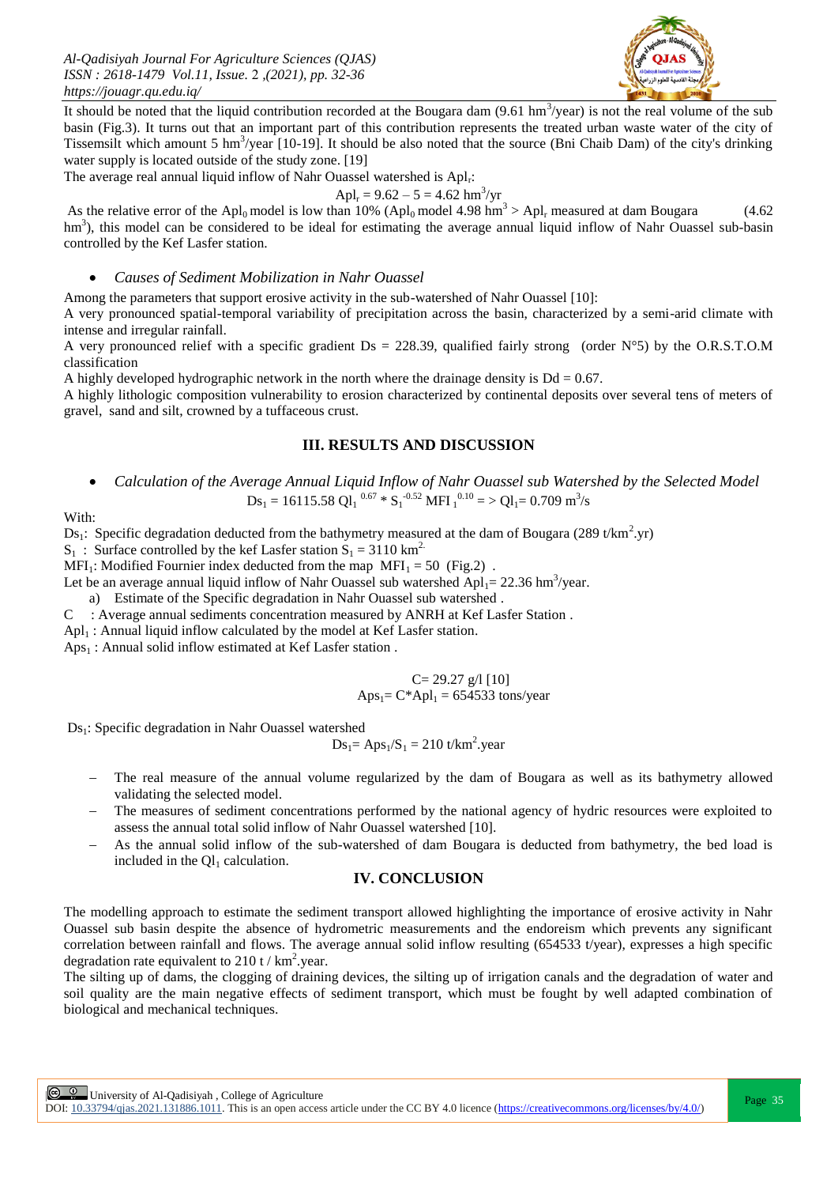It should be noted that the liquid contribution recorded at the Bougara dam (9.61 $hm^3$/year) is not the real volume of the sub basin (Fig.3). It turns out that an important part of this contribution represents the treated urban waste water of the city of Tissemsilt which amount 5 $hm^3$/year [10-19]. It should be also noted that the source (Bni Chaib Dam) of the city's drinking water supply is located outside of the study zone. [19]

The average real annual liquid inflow of Nahr Ouassel watershed is $Apl_r$:

$$Apl_r = 9.62 - 5 = 4.62 \text{ hm}^3/\text{yr}$$

As the relative error of the $Apl_0$ model is low than 10% ($Apl_0$ model 4.98 $hm^3$ > $Apl_r$ measured at dam Bougara (4.62 $hm^3$), this model can be considered to be ideal for estimating the average annual liquid inflow of Nahr Ouassel sub-basin controlled by the Kef Lasfer station.

- *Causes of Sediment Mobilization in Nahr Ouassel*

Among the parameters that support erosive activity in the sub-watershed of Nahr Ouassel [10]:

A very pronounced spatial-temporal variability of precipitation across the basin, characterized by a semi-arid climate with intense and irregular rainfall.

A very pronounced relief with a specific gradient Ds = 228.39, qualified fairly strong (order N°5) by the O.R.S.T.O.M classification

A highly developed hydrographic network in the north where the drainage density is Dd = 0.67.

A highly lithologic composition vulnerability to erosion characterized by continental deposits over several tens of meters of gravel, sand and silt, crowned by a tuffaceous crust.

## III. RESULTS AND DISCUSSION

- *Calculation of the Average Annual Liquid Inflow of Nahr Ouassel sub Watershed by the Selected Model*

$$Ds_1 = 16115.58\, Ql_1^{\,0.67} * S_1^{\,-0.52}\, MFI_1^{\,0.10} \Rightarrow Ql_1 = 0.709 \text{ m}^3/\text{s}$$

With:

$Ds_1$: Specific degradation deducted from the bathymetry measured at the dam of Bougara (289 $t/km^2.yr$)

$S_1$ : Surface controlled by the kef Lasfer station $S_1 = 3110 \text{ km}^2$

$MFI_1$: Modified Fournier index deducted from the map $MFI_1 = 50$ (Fig.2) .

Let be an average annual liquid inflow of Nahr Ouassel sub watershed $Apl_1$= 22.36 $hm^3$/year.

a) Estimate of the Specific degradation in Nahr Ouassel sub watershed .

C : Average annual sediments concentration measured by ANRH at Kef Lasfer Station .

$Apl_1$ : Annual liquid inflow calculated by the model at Kef Lasfer station.

$Aps_1$ : Annual solid inflow estimated at Kef Lasfer station .

$$C = 29.27 \text{ g/l } [10]$$

$$Aps_1 = C * Apl_1 = 654533 \text{ tons/year}$$

$Ds_1$: Specific degradation in Nahr Ouassel watershed

$$Ds_1 = Aps_1/S_1 = 210 \text{ t/km}^2.\text{year}$$

- The real measure of the annual volume regularized by the dam of Bougara as well as its bathymetry allowed validating the selected model.
- The measures of sediment concentrations performed by the national agency of hydric resources were exploited to assess the annual total solid inflow of Nahr Ouassel watershed [10].
- As the annual solid inflow of the sub-watershed of dam Bougara is deducted from bathymetry, the bed load is included in the $Ql_1$ calculation.

## IV. CONCLUSION

The modelling approach to estimate the sediment transport allowed highlighting the importance of erosive activity in Nahr Ouassel sub basin despite the absence of hydrometric measurements and the endoreism which prevents any significant correlation between rainfall and flows. The average annual solid inflow resulting (654533 t/year), expresses a high specific degradation rate equivalent to 210 t / $km^2$.year.

The silting up of dams, the clogging of draining devices, the silting up of irrigation canals and the degradation of water and soil quality are the main negative effects of sediment transport, which must be fought by well adapted combination of biological and mechanical techniques.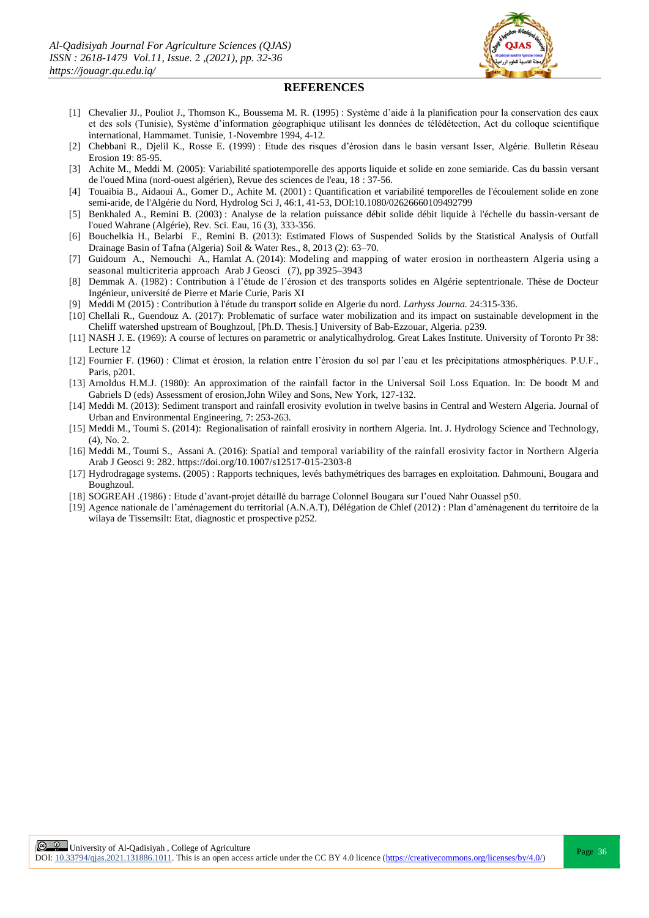## REFERENCES

[1] Chevalier JJ., Pouliot J., Thomson K., Boussema M. R. (1995) : Système d'aide à la planification pour la conservation des eaux et des sols (Tunisie), Système d'information géographique utilisant les données de télédétection, Act du colloque scientifique international, Hammamet. Tunisie, 1-Novembre 1994, 4-12.

[2] Chebbani R., Djelil K., Rosse E. (1999) : Etude des risques d'érosion dans le basin versant Isser, Algérie. Bulletin Réseau Erosion 19: 85-95.

[3] Achite M., Meddi M. (2005): Variabilité spatiotemporelle des apports liquide et solide en zone semiaride. Cas du bassin versant de l'oued Mina (nord-ouest algérien), Revue des sciences de l'eau, 18 : 37-56.

[4] Touaibia B., Aidaoui A., Gomer D., Achite M. (2001) : Quantification et variabilité temporelles de l'écoulement solide en zone semi-aride, de l'Algérie du Nord, Hydrolog Sci J, 46:1, 41-53, DOI:10.1080/02626660109492799

[5] Benkhaled A., Remini B. (2003) : Analyse de la relation puissance débit solide débit liquide à l'échelle du bassin-versant de l'oued Wahrane (Algérie), Rev. Sci. Eau, 16 (3), 333-356.

[6] Bouchelkia H., Belarbi F., Remini B. (2013): Estimated Flows of Suspended Solids by the Statistical Analysis of Outfall Drainage Basin of Tafna (Algeria) Soil & Water Res., 8, 2013 (2): 63–70.

[7] Guidoum A., Nemouchi A., Hamlat A. (2014): Modeling and mapping of water erosion in northeastern Algeria using a seasonal multicriteria approach Arab J Geosci (7), pp 3925–3943

[8] Demmak A. (1982) : Contribution à l'étude de l'érosion et des transports solides en Algérie septentrionale. Thèse de Docteur Ingénieur, université de Pierre et Marie Curie, Paris XI

[9] Meddi M (2015) : Contribution à l'étude du transport solide en Algerie du nord. *Larhyss Journa.* 24:315-336.

[10] Chellali R., Guendouz A. (2017): Problematic of surface water mobilization and its impact on sustainable development in the Cheliff watershed upstream of Boughzoul, [Ph.D. Thesis.] University of Bab-Ezzouar, Algeria. p239.

[11] NASH J. E. (1969): A course of lectures on parametric or analyticalhydrolog. Great Lakes Institute. University of Toronto Pr 38: Lecture 12

[12] Fournier F. (1960) : Climat et érosion, la relation entre l'érosion du sol par l'eau et les précipitations atmosphériques. P.U.F., Paris, p201.

[13] Arnoldus H.M.J. (1980): An approximation of the rainfall factor in the Universal Soil Loss Equation. In: De boodt M and Gabriels D (eds) Assessment of erosion,John Wiley and Sons, New York, 127-132.

[14] Meddi M. (2013): Sediment transport and rainfall erosivity evolution in twelve basins in Central and Western Algeria. Journal of Urban and Environmental Engineering, 7: 253-263.

[15] Meddi M., Toumi S. (2014): Regionalisation of rainfall erosivity in northern Algeria. Int. J. Hydrology Science and Technology, (4), No. 2.

[16] Meddi M., Toumi S., Assani A. (2016): Spatial and temporal variability of the rainfall erosivity factor in Northern Algeria Arab J Geosci 9: 282. https://doi.org/10.1007/s12517-015-2303-8

[17] Hydrodragage systems. (2005) : Rapports techniques, levés bathymétriques des barrages en exploitation. Dahmouni, Bougara and Boughzoul.

[18] SOGREAH .(1986) : Etude d'avant-projet détaillé du barrage Colonnel Bougara sur l'oued Nahr Ouassel p50.

[19] Agence nationale de l'aménagement du territorial (A.N.A.T), Délégation de Chlef (2012) : Plan d'aménagenent du territoire de la wilaya de Tissemsilt: Etat, diagnostic et prospective p252.